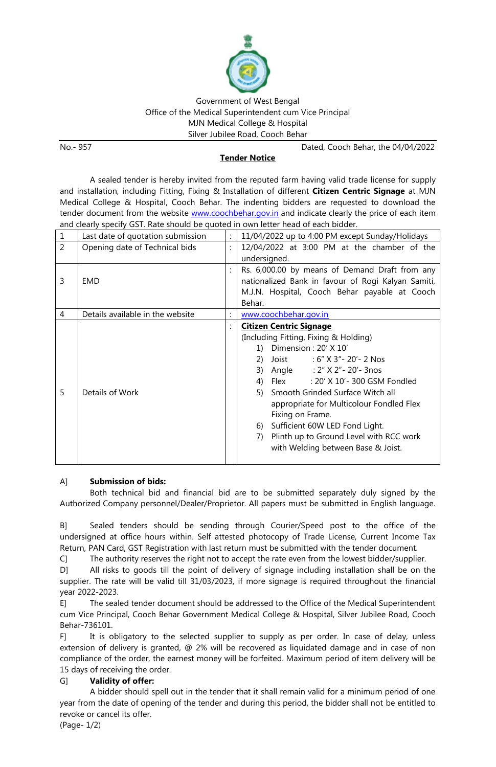Government of West Bengal
Office of the Medical Superintendent cum Vice Principal
MJN Medical College & Hospital
Silver Jubilee Road, Cooch Behar

No.- 957 Dated, Cooch Behar, the 04/04/2022

## Tender Notice

A sealed tender is hereby invited from the reputed farm having valid trade license for supply and installation, including Fitting, Fixing & Installation of different **Citizen Centric Signage** at MJN Medical College & Hospital, Cooch Behar. The indenting bidders are requested to download the tender document from the website www.coochbehar.gov.in and indicate clearly the price of each item and clearly specify GST. Rate should be quoted in own letter head of each bidder.

| | | | |
|---|---|---|---|
| 1 | Last date of quotation submission | : | 11/04/2022 up to 4:00 PM except Sunday/Holidays |
| 2 | Opening date of Technical bids | : | 12/04/2022 at 3:00 PM at the chamber of the undersigned. |
| 3 | EMD | : | Rs. 6,000.00 by means of Demand Draft from any nationalized Bank in favour of Rogi Kalyan Samiti, M.J.N. Hospital, Cooch Behar payable at Cooch Behar. |
| 4 | Details available in the website | : | www.coochbehar.gov.in |
| 5 | Details of Work | : | **Citizen Centric Signage** (Including Fitting, Fixing & Holding) 1) Dimension : 20' X 10' 2) Joist : 6" X 3"- 20'- 2 Nos 3) Angle : 2" X 2"- 20'- 3nos 4) Flex : 20' X 10'- 300 GSM Fondled 5) Smooth Grinded Surface Witch all appropriate for Multicolour Fondled Flex Fixing on Frame. 6) Sufficient 60W LED Fond Light. 7) Plinth up to Ground Level with RCC work with Welding between Base & Joist. |

A] **Submission of bids:**

Both technical bid and financial bid are to be submitted separately duly signed by the Authorized Company personnel/Dealer/Proprietor. All papers must be submitted in English language.

B] Sealed tenders should be sending through Courier/Speed post to the office of the undersigned at office hours within. Self attested photocopy of Trade License, Current Income Tax Return, PAN Card, GST Registration with last return must be submitted with the tender document.

C] The authority reserves the right not to accept the rate even from the lowest bidder/supplier.

D] All risks to goods till the point of delivery of signage including installation shall be on the supplier. The rate will be valid till 31/03/2023, if more signage is required throughout the financial year 2022-2023.

E] The sealed tender document should be addressed to the Office of the Medical Superintendent cum Vice Principal, Cooch Behar Government Medical College & Hospital, Silver Jubilee Road, Cooch Behar-736101.

F] It is obligatory to the selected supplier to supply as per order. In case of delay, unless extension of delivery is granted, @ 2% will be recovered as liquidated damage and in case of non compliance of the order, the earnest money will be forfeited. Maximum period of item delivery will be 15 days of receiving the order.

G] **Validity of offer:**

A bidder should spell out in the tender that it shall remain valid for a minimum period of one year from the date of opening of the tender and during this period, the bidder shall not be entitled to revoke or cancel its offer.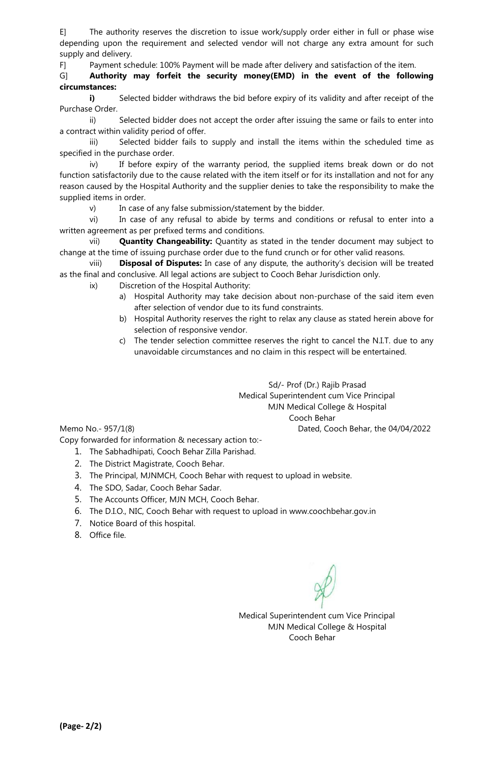E] The authority reserves the discretion to issue work/supply order either in full or phase wise depending upon the requirement and selected vendor will not charge any extra amount for such supply and delivery.

F] Payment schedule: 100% Payment will be made after delivery and satisfaction of the item.

G] **Authority may forfeit the security money(EMD) in the event of the following circumstances:**

**i)** Selected bidder withdraws the bid before expiry of its validity and after receipt of the Purchase Order.

ii) Selected bidder does not accept the order after issuing the same or fails to enter into a contract within validity period of offer.

iii) Selected bidder fails to supply and install the items within the scheduled time as specified in the purchase order.

iv) If before expiry of the warranty period, the supplied items break down or do not function satisfactorily due to the cause related with the item itself or for its installation and not for any reason caused by the Hospital Authority and the supplier denies to take the responsibility to make the supplied items in order.

v) In case of any false submission/statement by the bidder.

vi) In case of any refusal to abide by terms and conditions or refusal to enter into a written agreement as per prefixed terms and conditions.

vii) **Quantity Changeability:** Quantity as stated in the tender document may subject to change at the time of issuing purchase order due to the fund crunch or for other valid reasons.

viii) **Disposal of Disputes:** In case of any dispute, the authority's decision will be treated as the final and conclusive. All legal actions are subject to Cooch Behar Jurisdiction only.

ix) Discretion of the Hospital Authority:

a) Hospital Authority may take decision about non-purchase of the said item even after selection of vendor due to its fund constraints.

b) Hospital Authority reserves the right to relax any clause as stated herein above for selection of responsive vendor.

c) The tender selection committee reserves the right to cancel the N.I.T. due to any unavoidable circumstances and no claim in this respect will be entertained.

Sd/- Prof (Dr.) Rajib Prasad
Medical Superintendent cum Vice Principal
MJN Medical College & Hospital
Cooch Behar

Memo No.- 957/1(8) Dated, Cooch Behar, the 04/04/2022

Copy forwarded for information & necessary action to:-

1. The Sabhadhipati, Cooch Behar Zilla Parishad.
2. The District Magistrate, Cooch Behar.
3. The Principal, MJNMCH, Cooch Behar with request to upload in website.
4. The SDO, Sadar, Cooch Behar Sadar.
5. The Accounts Officer, MJN MCH, Cooch Behar.
6. The D.I.O., NIC, Cooch Behar with request to upload in www.coochbehar.gov.in
7. Notice Board of this hospital.
8. Office file.

Medical Superintendent cum Vice Principal
MJN Medical College & Hospital
Cooch Behar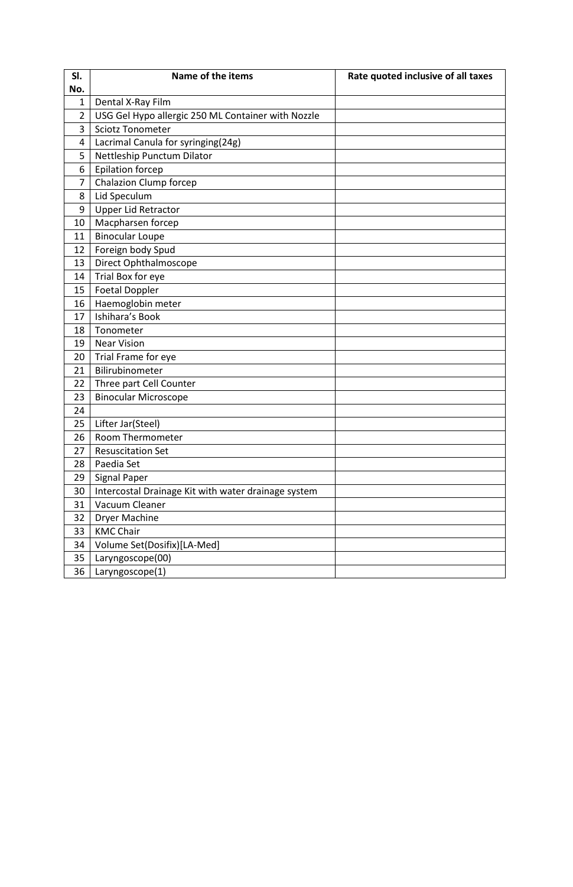| Sl. No. | Name of the items | Rate quoted inclusive of all taxes |
|---|---|---|
| 1 | Dental X-Ray Film | |
| 2 | USG Gel Hypo allergic 250 ML Container with Nozzle | |
| 3 | Sciotz Tonometer | |
| 4 | Lacrimal Canula for syringing(24g) | |
| 5 | Nettleship Punctum Dilator | |
| 6 | Epilation forcep | |
| 7 | Chalazion Clump forcep | |
| 8 | Lid Speculum | |
| 9 | Upper Lid Retractor | |
| 10 | Macpharsen forcep | |
| 11 | Binocular Loupe | |
| 12 | Foreign body Spud | |
| 13 | Direct Ophthalmoscope | |
| 14 | Trial Box for eye | |
| 15 | Foetal Doppler | |
| 16 | Haemoglobin meter | |
| 17 | Ishihara's Book | |
| 18 | Tonometer | |
| 19 | Near Vision | |
| 20 | Trial Frame for eye | |
| 21 | Bilirubinometer | |
| 22 | Three part Cell Counter | |
| 23 | Binocular Microscope | |
| 24 | | |
| 25 | Lifter Jar(Steel) | |
| 26 | Room Thermometer | |
| 27 | Resuscitation Set | |
| 28 | Paedia Set | |
| 29 | Signal Paper | |
| 30 | Intercostal Drainage Kit with water drainage system | |
| 31 | Vacuum Cleaner | |
| 32 | Dryer Machine | |
| 33 | KMC Chair | |
| 34 | Volume Set(Dosifix)[LA-Med] | |
| 35 | Laryngoscope(00) | |
| 36 | Laryngoscope(1) | |